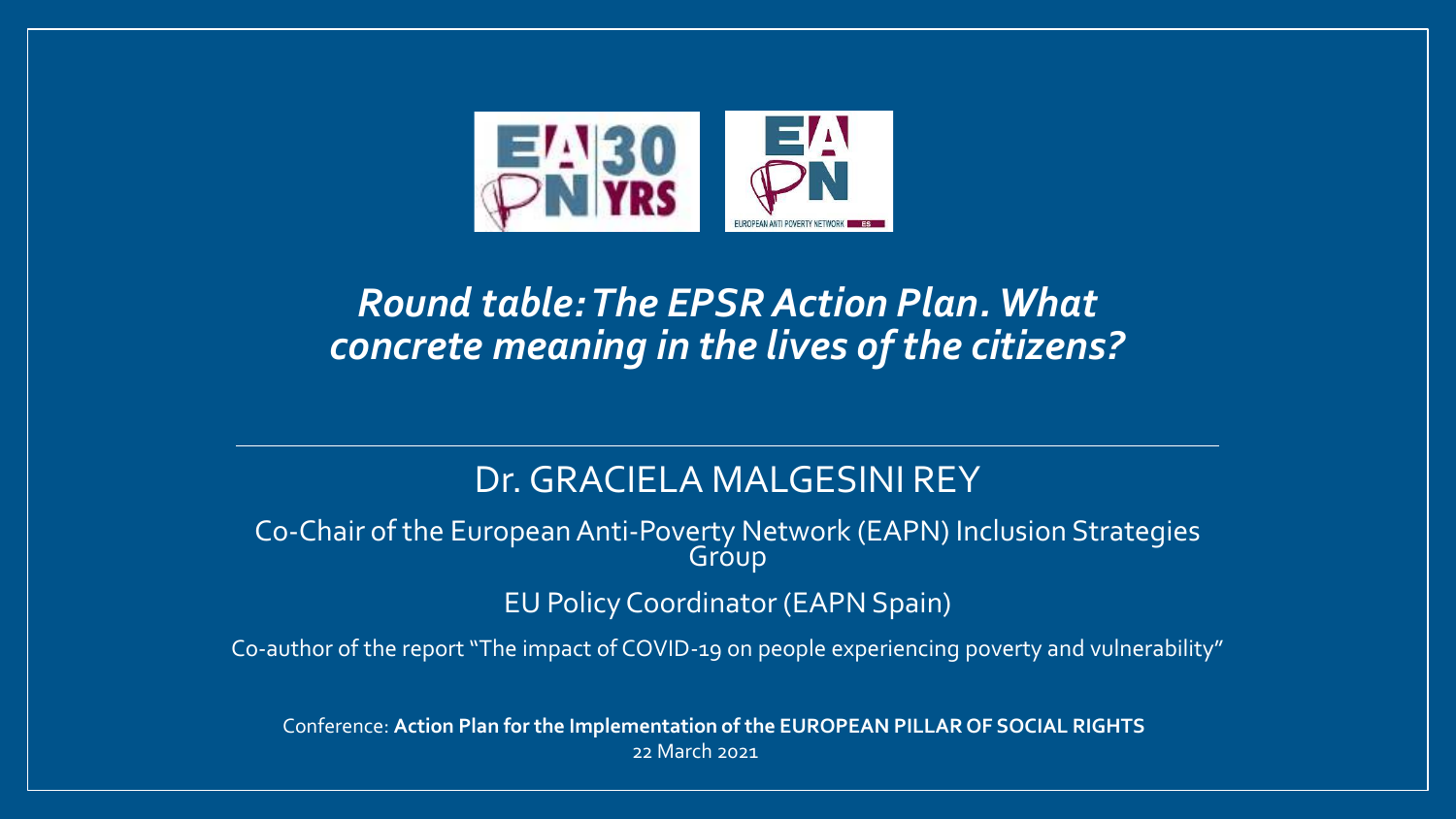# *Round table: The EPSR Action Plan. What concrete meaning in the lives of the citizens?*

## Dr. GRACIELA MALGESINI REY

Co-Chair of the European Anti-Poverty Network (EAPN) Inclusion Strategies Group

EU Policy Coordinator (EAPN Spain)

Co-author of the report "The impact of COVID-19 on people experiencing poverty and vulnerability"

Conference: **Action Plan for the Implementation of the EUROPEAN PILLAR OF SOCIAL RIGHTS**
22 March 2021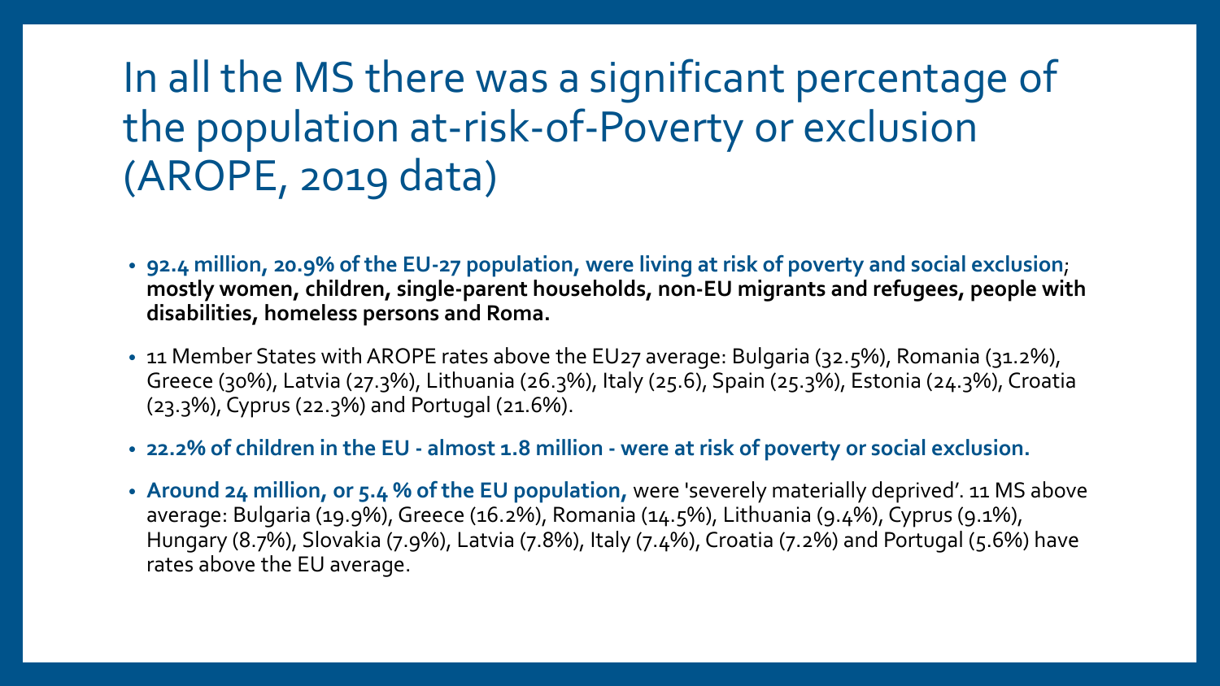# In all the MS there was a significant percentage of the population at-risk-of-Poverty or exclusion (AROPE, 2019 data)

- **92.4 million, 20.9% of the EU-27 population, were living at risk of poverty and social exclusion; mostly women, children, single-parent households, non-EU migrants and refugees, people with disabilities, homeless persons and Roma.**
- 11 Member States with AROPE rates above the EU27 average: Bulgaria (32.5%), Romania (31.2%), Greece (30%), Latvia (27.3%), Lithuania (26.3%), Italy (25.6), Spain (25.3%), Estonia (24.3%), Croatia (23.3%), Cyprus (22.3%) and Portugal (21.6%).
- **22.2% of children in the EU - almost 1.8 million - were at risk of poverty or social exclusion.**
- **Around 24 million, or 5.4 % of the EU population,** were 'severely materially deprived'. 11 MS above average: Bulgaria (19.9%), Greece (16.2%), Romania (14.5%), Lithuania (9.4%), Cyprus (9.1%), Hungary (8.7%), Slovakia (7.9%), Latvia (7.8%), Italy (7.4%), Croatia (7.2%) and Portugal (5.6%) have rates above the EU average.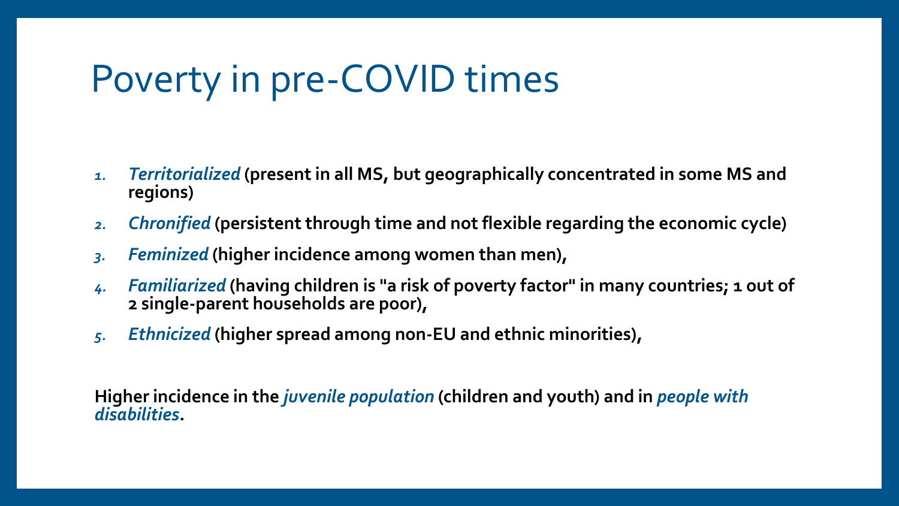# Poverty in pre-COVID times

1. ***Territorialized*** **(present in all MS, but geographically concentrated in some MS and regions)**
2. ***Chronified*** **(persistent through time and not flexible regarding the economic cycle)**
3. ***Feminized*** **(higher incidence among women than men),**
4. ***Familiarized*** **(having children is "a risk of poverty factor" in many countries; 1 out of 2 single-parent households are poor),**
5. ***Ethnicized*** **(higher spread among non-EU and ethnic minorities),**

**Higher incidence in the *juvenile population* (children and youth) and in *people with disabilities*.**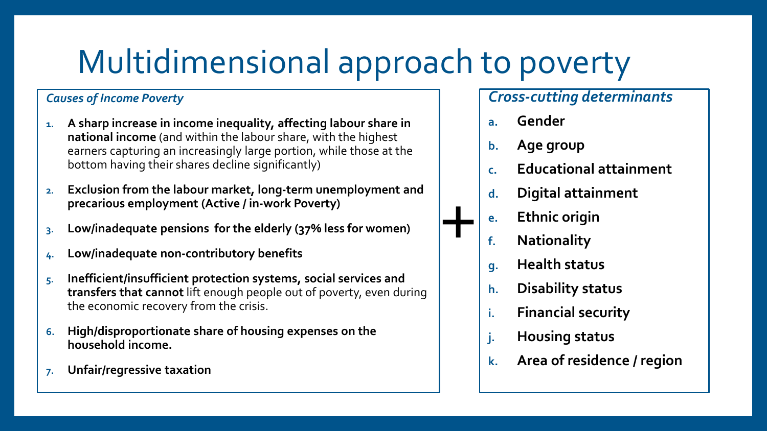# Multidimensional approach to poverty

*Causes of Income Poverty*

1. **A sharp increase in income inequality, affecting labour share in national income** (and within the labour share, with the highest earners capturing an increasingly large portion, while those at the bottom having their shares decline significantly)
2. **Exclusion from the labour market, long-term unemployment and precarious employment (Active / in-work Poverty)**
3. **Low/inadequate pensions for the elderly (37% less for women)**
4. **Low/inadequate non-contributory benefits**
5. **Inefficient/insufficient protection systems, social services and transfers that cannot** lift enough people out of poverty, even during the economic recovery from the crisis.
6. **High/disproportionate share of housing expenses on the household income.**
7. **Unfair/regressive taxation**

\+

*Cross-cutting determinants*

a. **Gender**
b. **Age group**
c. **Educational attainment**
d. **Digital attainment**
e. **Ethnic origin**
f. **Nationality**
g. **Health status**
h. **Disability status**
i. **Financial security**
j. **Housing status**
k. **Area of residence / region**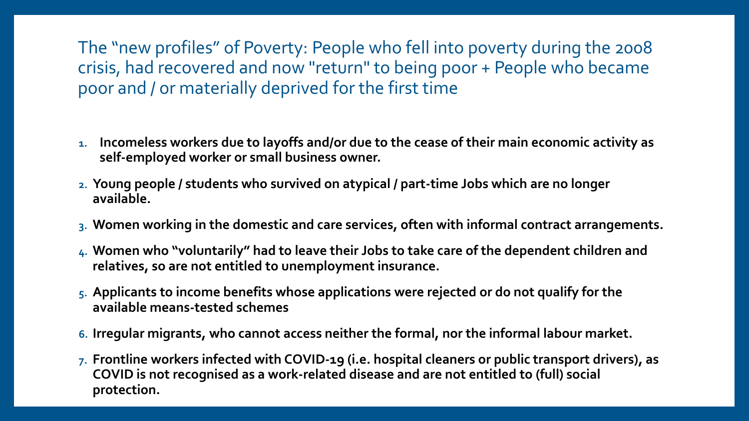## The "new profiles" of Poverty: People who fell into poverty during the 2008 crisis, had recovered and now "return" to being poor + People who became poor and / or materially deprived for the first time

1. **Incomeless workers due to layoffs and/or due to the cease of their main economic activity as self-employed worker or small business owner.**
2. **Young people / students who survived on atypical / part-time Jobs which are no longer available.**
3. **Women working in the domestic and care services, often with informal contract arrangements.**
4. **Women who "voluntarily" had to leave their Jobs to take care of the dependent children and relatives, so are not entitled to unemployment insurance.**
5. **Applicants to income benefits whose applications were rejected or do not qualify for the available means-tested schemes**
6. **Irregular migrants, who cannot access neither the formal, nor the informal labour market.**
7. **Frontline workers infected with COVID-19 (i.e. hospital cleaners or public transport drivers), as COVID is not recognised as a work-related disease and are not entitled to (full) social protection.**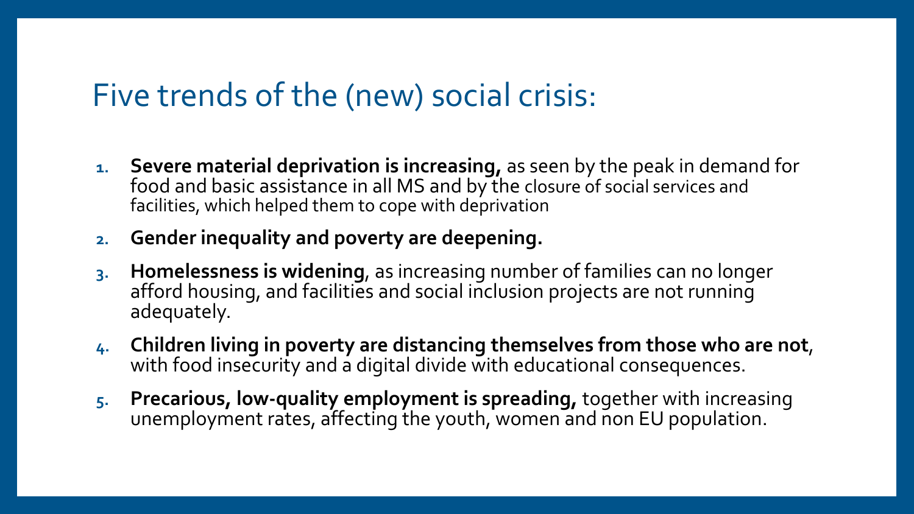# Five trends of the (new) social crisis:

1. **Severe material deprivation is increasing,** as seen by the peak in demand for food and basic assistance in all MS and by the closure of social services and facilities, which helped them to cope with deprivation
2. **Gender inequality and poverty are deepening.**
3. **Homelessness is widening**, as increasing number of families can no longer afford housing, and facilities and social inclusion projects are not running adequately.
4. **Children living in poverty are distancing themselves from those who are not**, with food insecurity and a digital divide with educational consequences.
5. **Precarious, low-quality employment is spreading,** together with increasing unemployment rates, affecting the youth, women and non EU population.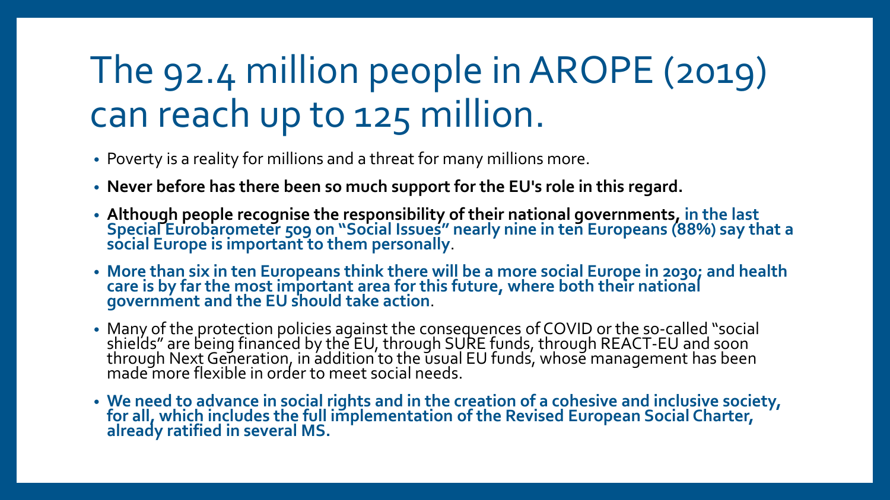# The 92.4 million people in AROPE (2019) can reach up to 125 million.

- Poverty is a reality for millions and a threat for many millions more.
- **Never before has there been so much support for the EU's role in this regard.**
- **Although people recognise the responsibility of their national governments, in the last Special Eurobarometer 509 on "Social Issues" nearly nine in ten Europeans (88%) say that a social Europe is important to them personally**.
- **More than six in ten Europeans think there will be a more social Europe in 2030; and health care is by far the most important area for this future, where both their national government and the EU should take action**.
- Many of the protection policies against the consequences of COVID or the so-called "social shields" are being financed by the EU, through SURE funds, through REACT-EU and soon through Next Generation, in addition to the usual EU funds, whose management has been made more flexible in order to meet social needs.
- **We need to advance in social rights and in the creation of a cohesive and inclusive society, for all, which includes the full implementation of the Revised European Social Charter, already ratified in several MS.**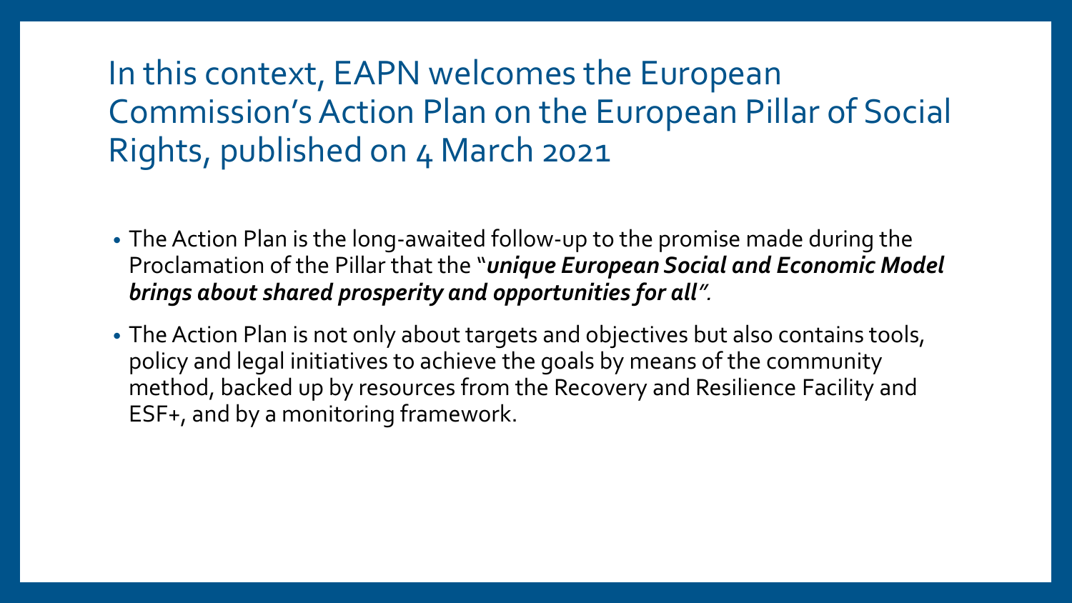# In this context, EAPN welcomes the European Commission's Action Plan on the European Pillar of Social Rights, published on 4 March 2021

- The Action Plan is the long-awaited follow-up to the promise made during the Proclamation of the Pillar that the "***unique European Social and Economic Model brings about shared prosperity and opportunities for all***".
- The Action Plan is not only about targets and objectives but also contains tools, policy and legal initiatives to achieve the goals by means of the community method, backed up by resources from the Recovery and Resilience Facility and ESF+, and by a monitoring framework.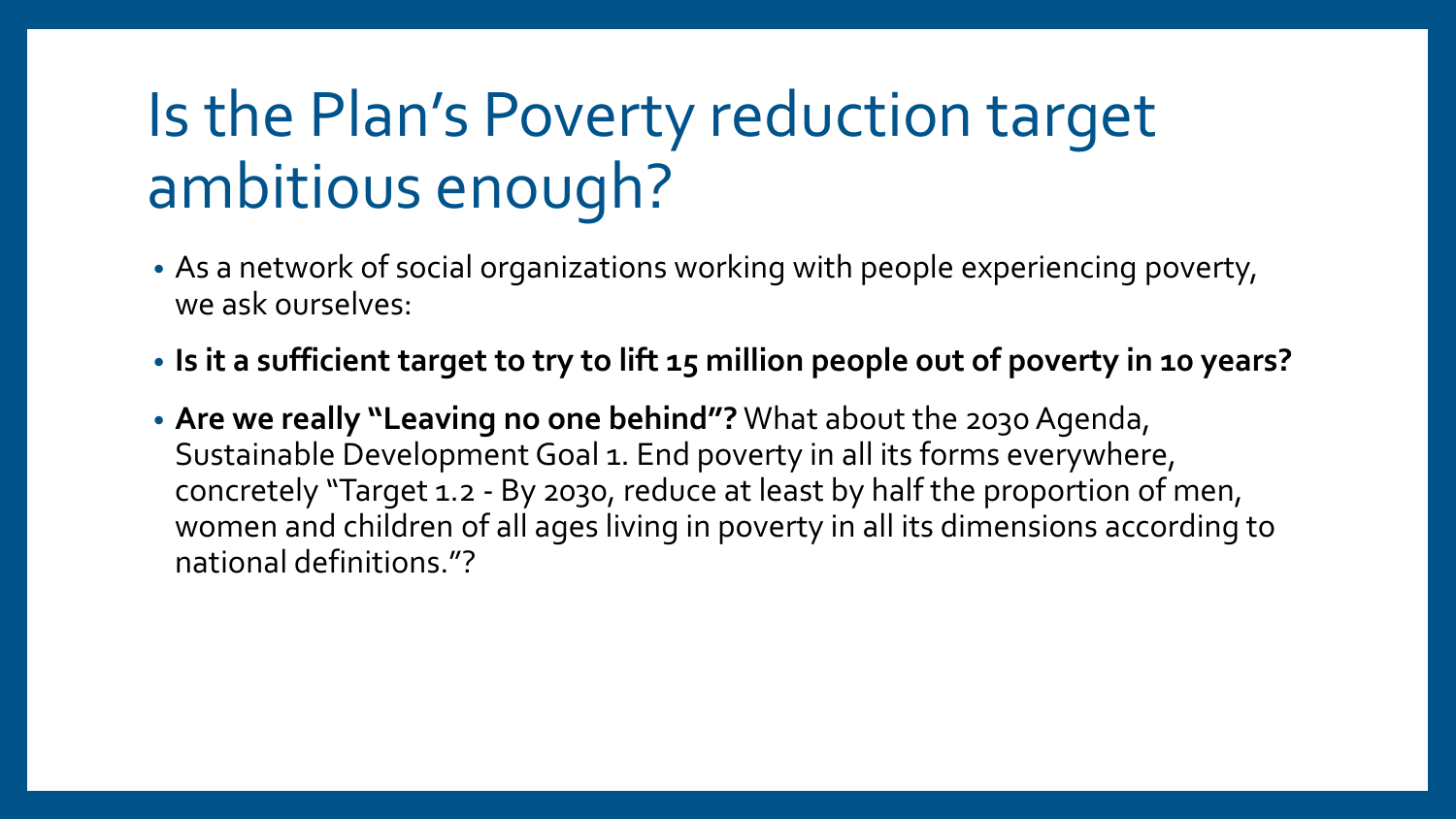# Is the Plan's Poverty reduction target ambitious enough?

- As a network of social organizations working with people experiencing poverty, we ask ourselves:
- **Is it a sufficient target to try to lift 15 million people out of poverty in 10 years?**
- **Are we really "Leaving no one behind"?** What about the 2030 Agenda, Sustainable Development Goal 1. End poverty in all its forms everywhere, concretely "Target 1.2 - By 2030, reduce at least by half the proportion of men, women and children of all ages living in poverty in all its dimensions according to national definitions."?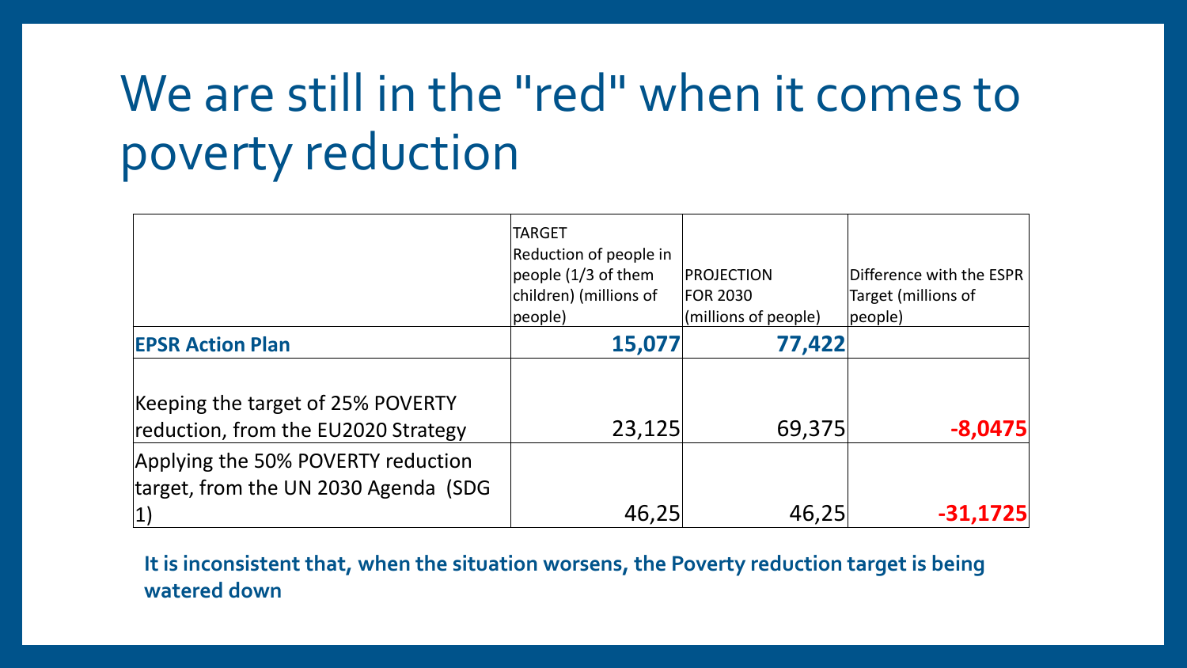# We are still in the "red" when it comes to poverty reduction

| | TARGET Reduction of people in people (1/3 of them children) (millions of people) | PROJECTION FOR 2030 (millions of people) | Difference with the ESPR Target (millions of people) |
|---|---|---|---|
| **EPSR Action Plan** | **15,077** | **77,422** | |
| Keeping the target of 25% POVERTY reduction, from the EU2020 Strategy | 23,125 | 69,375 | **-8,0475** |
| Applying the 50% POVERTY reduction target, from the UN 2030 Agenda (SDG 1) | 46,25 | 46,25 | **-31,1725** |

**It is inconsistent that, when the situation worsens, the Poverty reduction target is being watered down**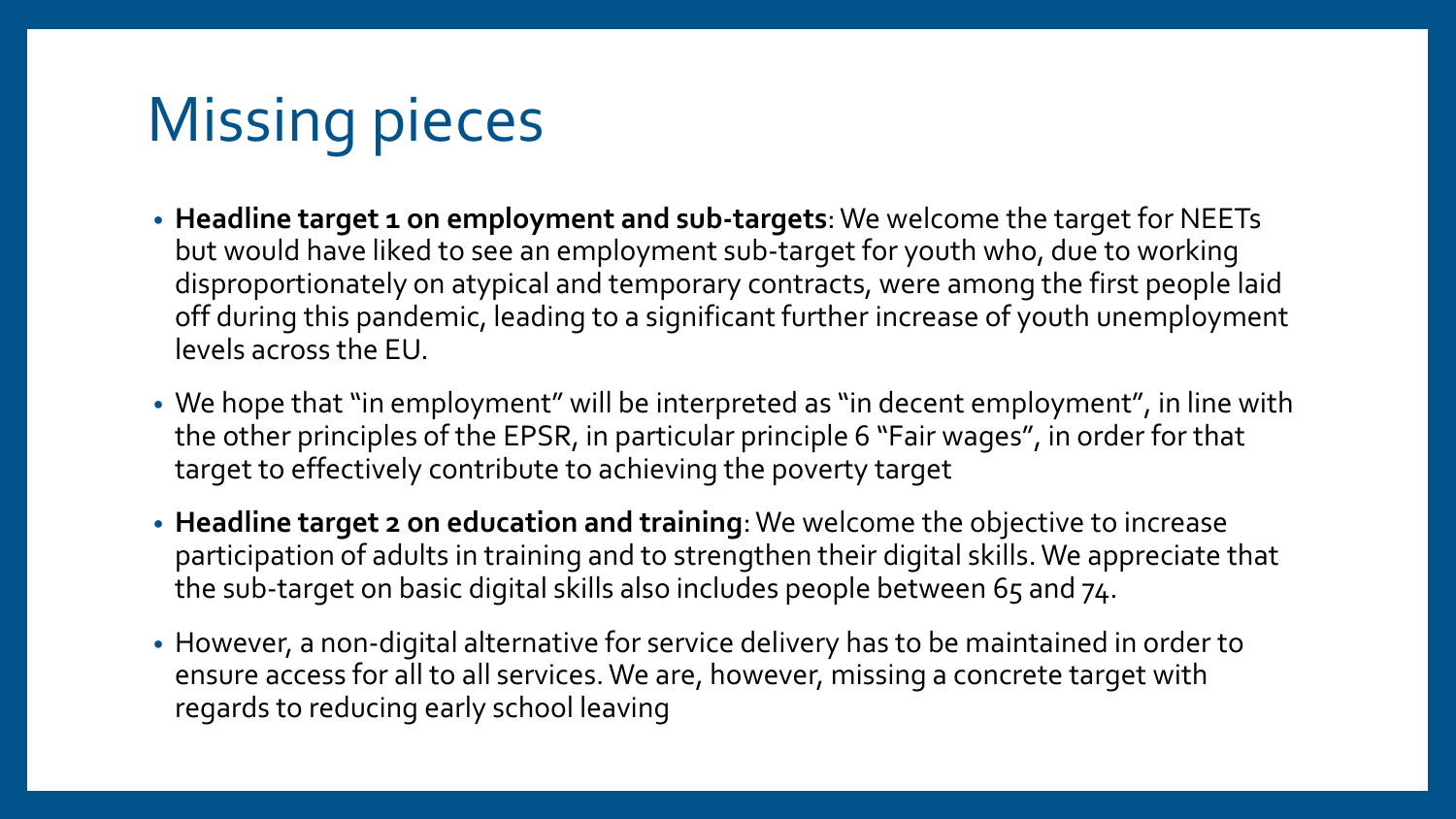# Missing pieces

- **Headline target 1 on employment and sub-targets**: We welcome the target for NEETs but would have liked to see an employment sub-target for youth who, due to working disproportionately on atypical and temporary contracts, were among the first people laid off during this pandemic, leading to a significant further increase of youth unemployment levels across the EU.
- We hope that "in employment" will be interpreted as "in decent employment", in line with the other principles of the EPSR, in particular principle 6 "Fair wages", in order for that target to effectively contribute to achieving the poverty target
- **Headline target 2 on education and training**: We welcome the objective to increase participation of adults in training and to strengthen their digital skills. We appreciate that the sub-target on basic digital skills also includes people between 65 and 74.
- However, a non-digital alternative for service delivery has to be maintained in order to ensure access for all to all services. We are, however, missing a concrete target with regards to reducing early school leaving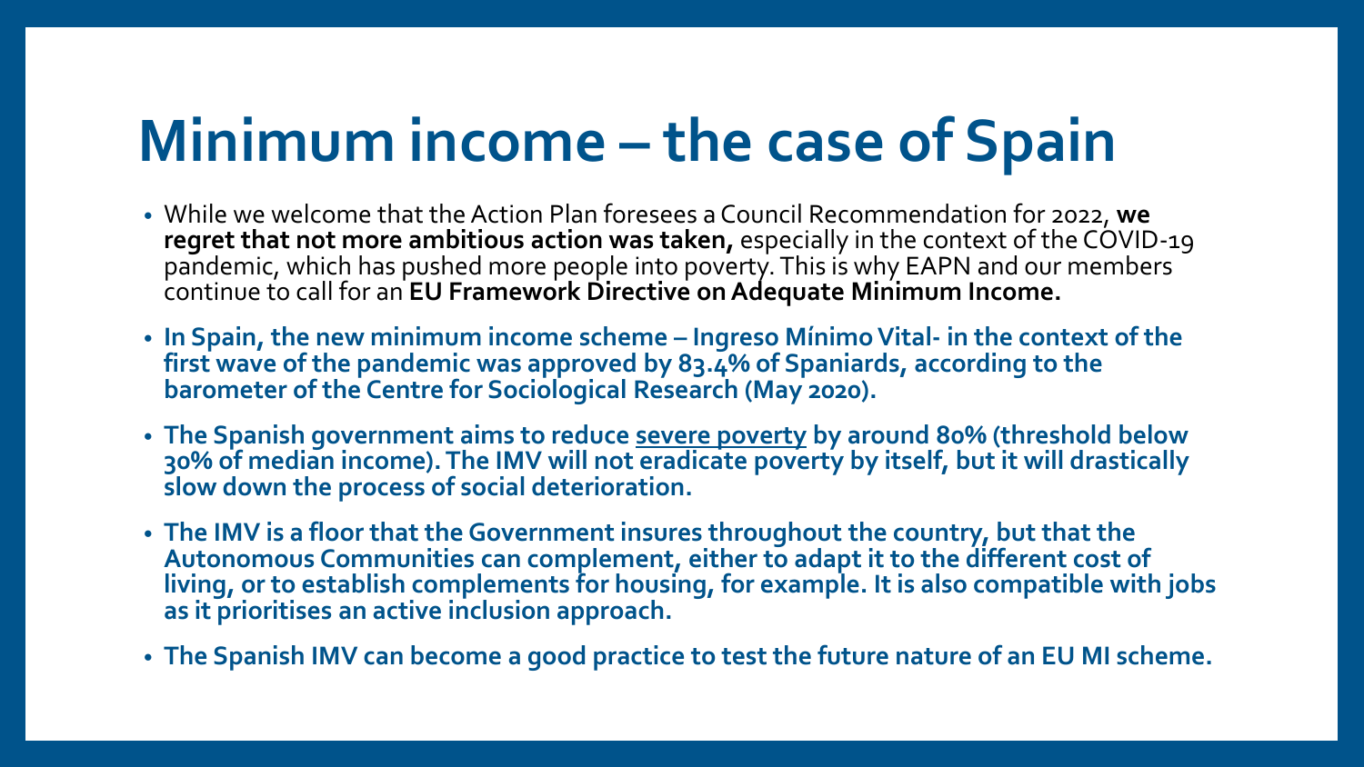# Minimum income – the case of Spain

- While we welcome that the Action Plan foresees a Council Recommendation for 2022, **we regret that not more ambitious action was taken,** especially in the context of the COVID-19 pandemic, which has pushed more people into poverty. This is why EAPN and our members continue to call for an **EU Framework Directive on Adequate Minimum Income.**
- **In Spain, the new minimum income scheme – Ingreso Mínimo Vital- in the context of the first wave of the pandemic was approved by 83.4% of Spaniards, according to the barometer of the Centre for Sociological Research (May 2020).**
- **The Spanish government aims to reduce severe poverty by around 80% (threshold below 30% of median income). The IMV will not eradicate poverty by itself, but it will drastically slow down the process of social deterioration.**
- **The IMV is a floor that the Government insures throughout the country, but that the Autonomous Communities can complement, either to adapt it to the different cost of living, or to establish complements for housing, for example. It is also compatible with jobs as it prioritises an active inclusion approach.**
- **The Spanish IMV can become a good practice to test the future nature of an EU MI scheme.**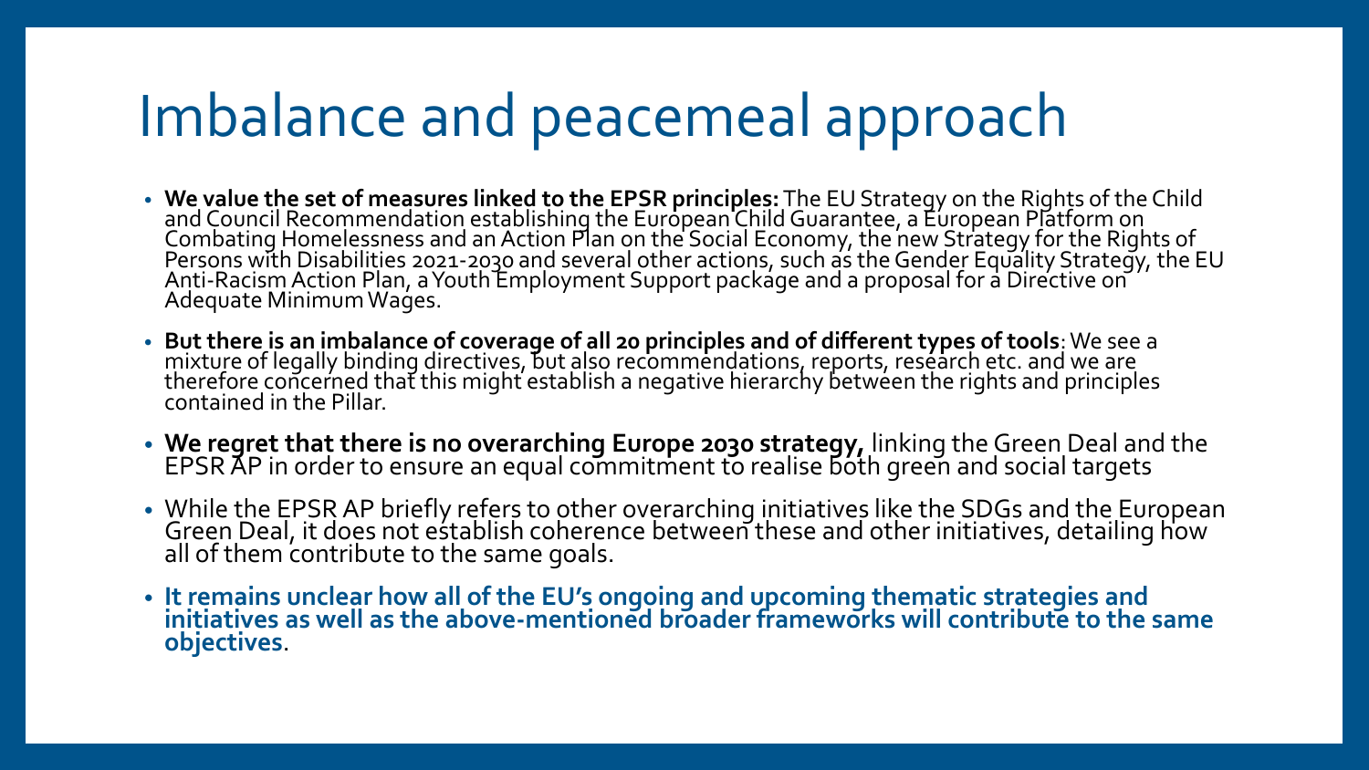# Imbalance and peacemeal approach

- **We value the set of measures linked to the EPSR principles:** The EU Strategy on the Rights of the Child and Council Recommendation establishing the European Child Guarantee, a European Platform on Combating Homelessness and an Action Plan on the Social Economy, the new Strategy for the Rights of Persons with Disabilities 2021-2030 and several other actions, such as the Gender Equality Strategy, the EU Anti-Racism Action Plan, a Youth Employment Support package and a proposal for a Directive on Adequate Minimum Wages.
- **But there is an imbalance of coverage of all 20 principles and of different types of tools**: We see a mixture of legally binding directives, but also recommendations, reports, research etc. and we are therefore concerned that this might establish a negative hierarchy between the rights and principles contained in the Pillar.
- **We regret that there is no overarching Europe 2030 strategy,** linking the Green Deal and the EPSR AP in order to ensure an equal commitment to realise both green and social targets
- While the EPSR AP briefly refers to other overarching initiatives like the SDGs and the European Green Deal, it does not establish coherence between these and other initiatives, detailing how all of them contribute to the same goals.
- **It remains unclear how all of the EU's ongoing and upcoming thematic strategies and initiatives as well as the above-mentioned broader frameworks will contribute to the same objectives**.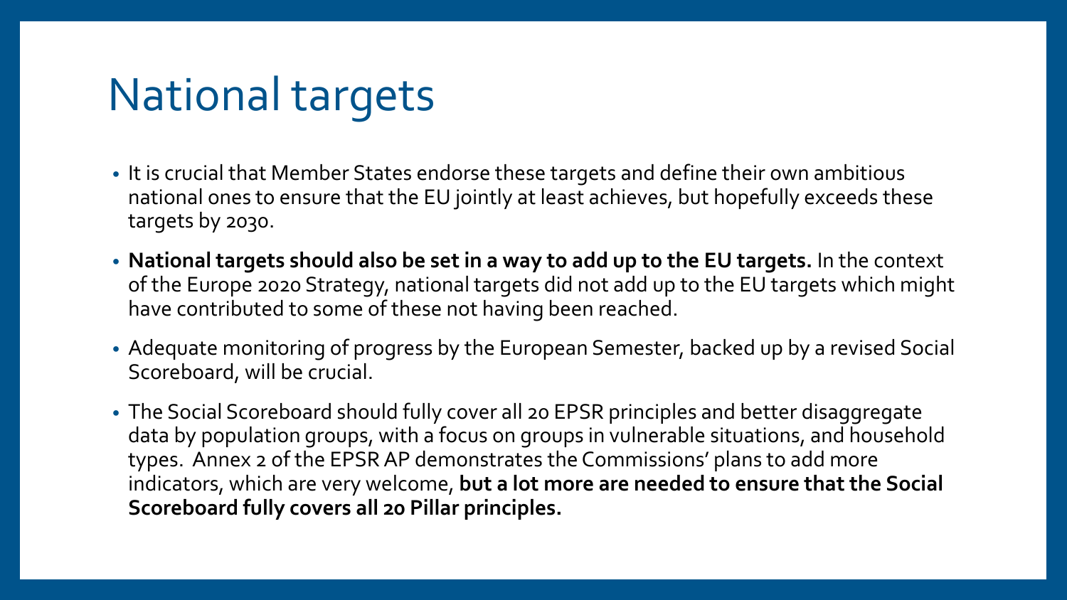# National targets

- It is crucial that Member States endorse these targets and define their own ambitious national ones to ensure that the EU jointly at least achieves, but hopefully exceeds these targets by 2030.
- **National targets should also be set in a way to add up to the EU targets.** In the context of the Europe 2020 Strategy, national targets did not add up to the EU targets which might have contributed to some of these not having been reached.
- Adequate monitoring of progress by the European Semester, backed up by a revised Social Scoreboard, will be crucial.
- The Social Scoreboard should fully cover all 20 EPSR principles and better disaggregate data by population groups, with a focus on groups in vulnerable situations, and household types. Annex 2 of the EPSR AP demonstrates the Commissions' plans to add more indicators, which are very welcome, **but a lot more are needed to ensure that the Social Scoreboard fully covers all 20 Pillar principles.**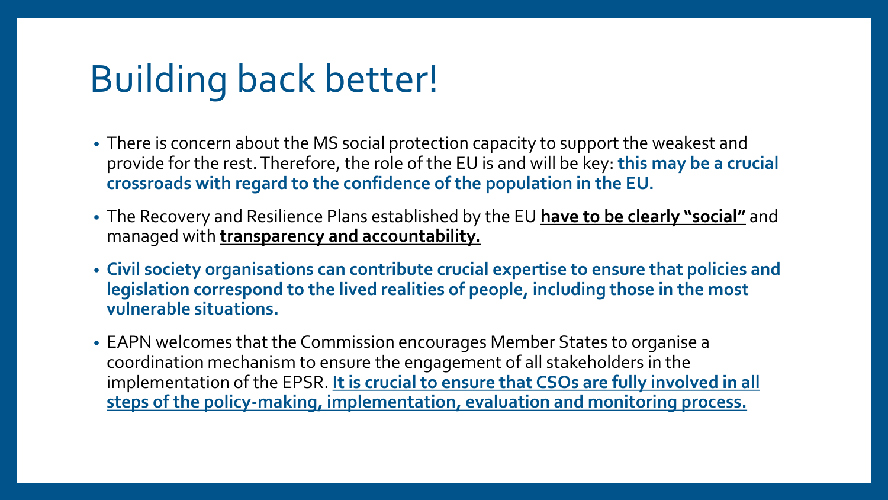# Building back better!

- There is concern about the MS social protection capacity to support the weakest and provide for the rest. Therefore, the role of the EU is and will be key: **this may be a crucial crossroads with regard to the confidence of the population in the EU.**
- The Recovery and Resilience Plans established by the EU **have to be clearly "social"** and managed with **transparency and accountability.**
- **Civil society organisations can contribute crucial expertise to ensure that policies and legislation correspond to the lived realities of people, including those in the most vulnerable situations.**
- EAPN welcomes that the Commission encourages Member States to organise a coordination mechanism to ensure the engagement of all stakeholders in the implementation of the EPSR. **It is crucial to ensure that CSOs are fully involved in all steps of the policy-making, implementation, evaluation and monitoring process.**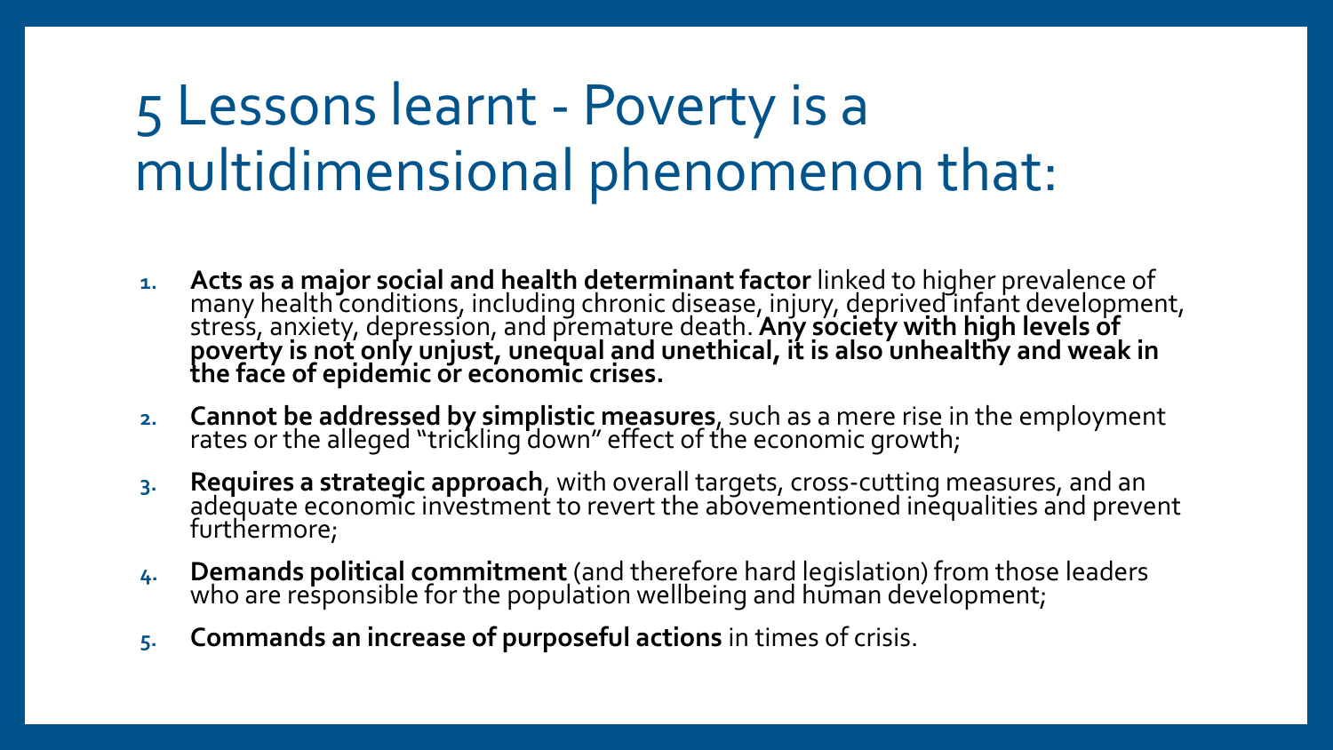# 5 Lessons learnt - Poverty is a multidimensional phenomenon that:

1. **Acts as a major social and health determinant factor** linked to higher prevalence of many health conditions, including chronic disease, injury, deprived infant development, stress, anxiety, depression, and premature death. **Any society with high levels of poverty is not only unjust, unequal and unethical, it is also unhealthy and weak in the face of epidemic or economic crises.**
2. **Cannot be addressed by simplistic measures**, such as a mere rise in the employment rates or the alleged "trickling down" effect of the economic growth;
3. **Requires a strategic approach**, with overall targets, cross-cutting measures, and an adequate economic investment to revert the abovementioned inequalities and prevent furthermore;
4. **Demands political commitment** (and therefore hard legislation) from those leaders who are responsible for the population wellbeing and human development;
5. **Commands an increase of purposeful actions** in times of crisis.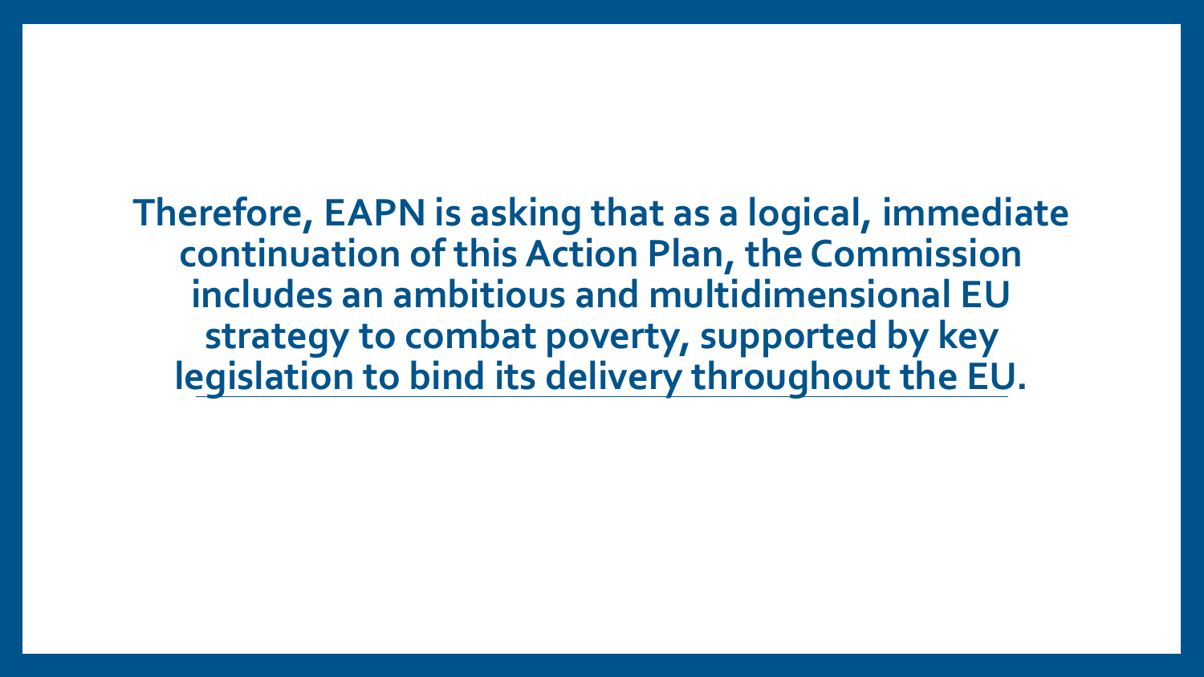**Therefore, EAPN is asking that as a logical, immediate continuation of this Action Plan, the Commission includes an ambitious and multidimensional EU strategy to combat poverty, supported by key legislation to bind its delivery throughout the EU.**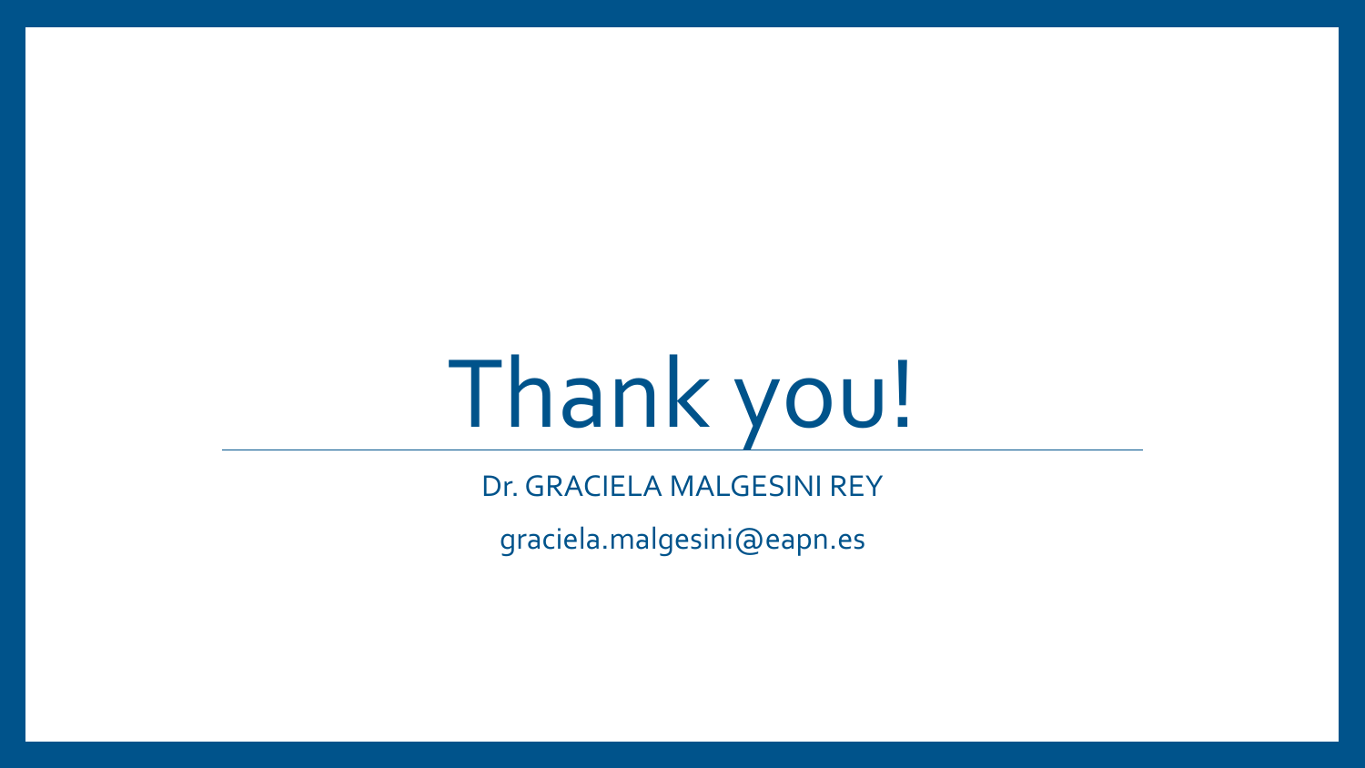# Thank you!

Dr. GRACIELA MALGESINI REY

graciela.malgesini@eapn.es